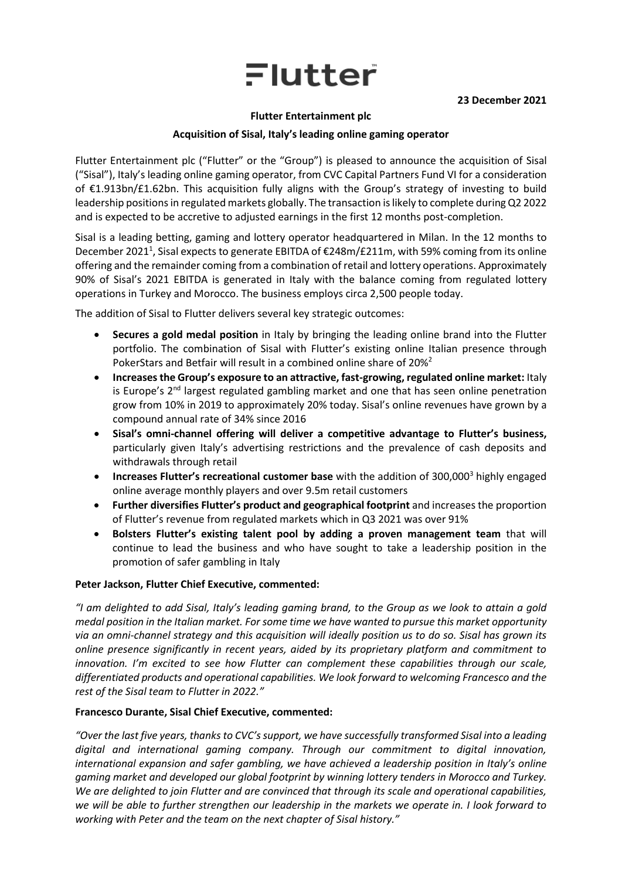# Flutter

**23 December 2021**

**Flutter Entertainment plc**

**Acquisition of Sisal, Italy's leading online gaming operator**

Flutter Entertainment plc ("Flutter" or the "Group") is pleased to announce the acquisition of Sisal ("Sisal"), Italy's leading online gaming operator, from CVC Capital Partners Fund VI for a consideration of €1.913bn/£1.62bn. This acquisition fully aligns with the Group's strategy of investing to build leadership positions in regulated markets globally. The transaction is likely to complete during Q2 2022 and is expected to be accretive to adjusted earnings in the first 12 months post-completion.

Sisal is a leading betting, gaming and lottery operator headquartered in Milan. In the 12 months to December 2021[1], Sisal expects to generate EBITDA of €248m/£211m, with 59% coming from its online offering and the remainder coming from a combination of retail and lottery operations. Approximately 90% of Sisal's 2021 EBITDA is generated in Italy with the balance coming from regulated lottery operations in Turkey and Morocco. The business employs circa 2,500 people today.

The addition of Sisal to Flutter delivers several key strategic outcomes:

- **Secures a gold medal position** in Italy by bringing the leading online brand into the Flutter portfolio. The combination of Sisal with Flutter's existing online Italian presence through PokerStars and Betfair will result in a combined online share of 20%[2]
- **Increases the Group's exposure to an attractive, fast-growing, regulated online market:** Italy is Europe's 2nd largest regulated gambling market and one that has seen online penetration grow from 10% in 2019 to approximately 20% today. Sisal's online revenues have grown by a compound annual rate of 34% since 2016
- **Sisal's omni-channel offering will deliver a competitive advantage to Flutter's business,** particularly given Italy's advertising restrictions and the prevalence of cash deposits and withdrawals through retail
- **Increases Flutter's recreational customer base** with the addition of 300,000[3] highly engaged online average monthly players and over 9.5m retail customers
- **Further diversifies Flutter's product and geographical footprint** and increases the proportion of Flutter's revenue from regulated markets which in Q3 2021 was over 91%
- **Bolsters Flutter's existing talent pool by adding a proven management team** that will continue to lead the business and who have sought to take a leadership position in the promotion of safer gambling in Italy

**Peter Jackson, Flutter Chief Executive, commented:**

*"I am delighted to add Sisal, Italy's leading gaming brand, to the Group as we look to attain a gold medal position in the Italian market. For some time we have wanted to pursue this market opportunity via an omni-channel strategy and this acquisition will ideally position us to do so. Sisal has grown its online presence significantly in recent years, aided by its proprietary platform and commitment to innovation. I'm excited to see how Flutter can complement these capabilities through our scale, differentiated products and operational capabilities. We look forward to welcoming Francesco and the rest of the Sisal team to Flutter in 2022."*

**Francesco Durante, Sisal Chief Executive, commented:**

*"Over the last five years, thanks to CVC's support, we have successfully transformed Sisal into a leading digital and international gaming company. Through our commitment to digital innovation, international expansion and safer gambling, we have achieved a leadership position in Italy's online gaming market and developed our global footprint by winning lottery tenders in Morocco and Turkey. We are delighted to join Flutter and are convinced that through its scale and operational capabilities, we will be able to further strengthen our leadership in the markets we operate in. I look forward to working with Peter and the team on the next chapter of Sisal history."*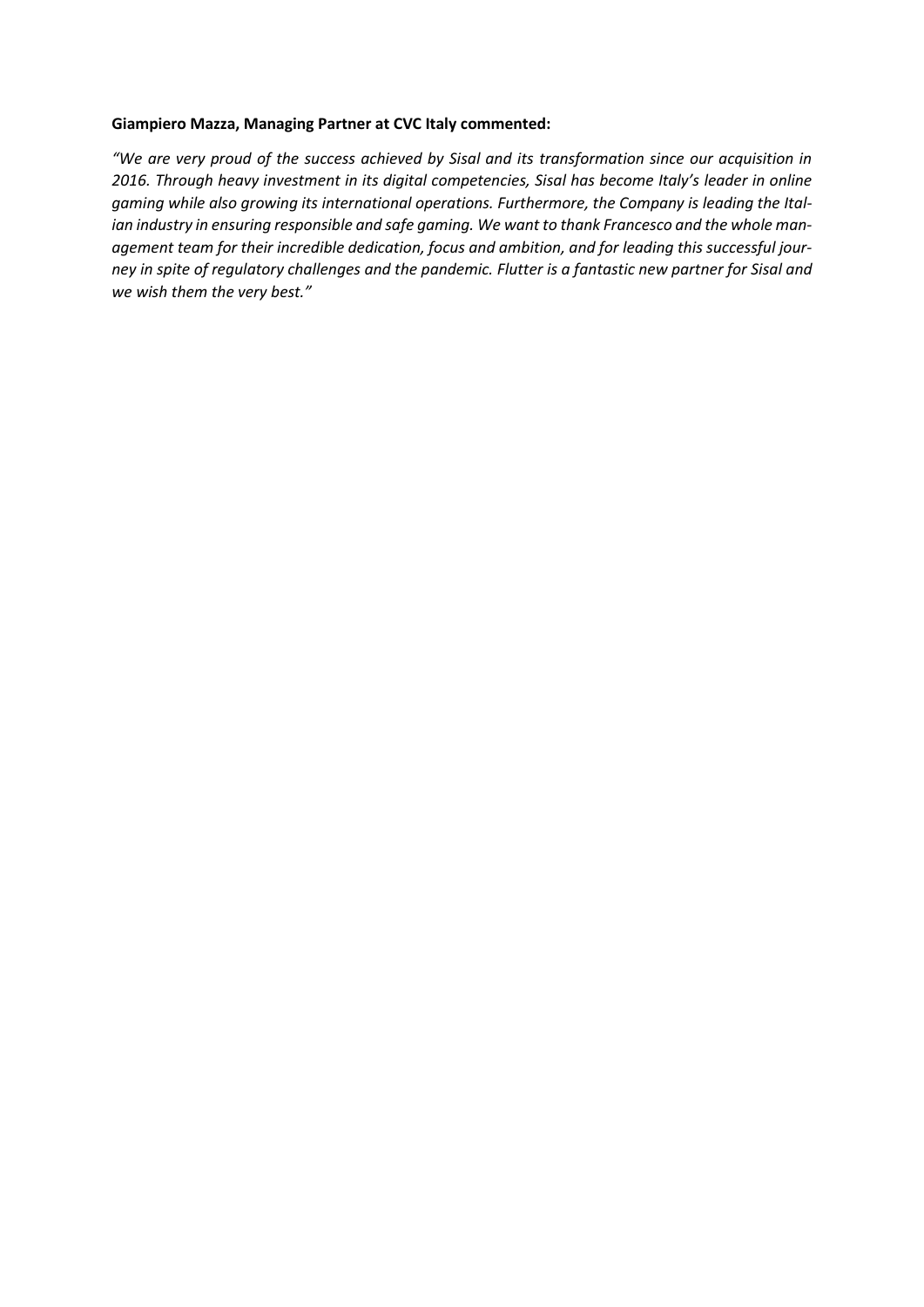**Giampiero Mazza, Managing Partner at CVC Italy commented:**

*"We are very proud of the success achieved by Sisal and its transformation since our acquisition in 2016. Through heavy investment in its digital competencies, Sisal has become Italy's leader in online gaming while also growing its international operations. Furthermore, the Company is leading the Italian industry in ensuring responsible and safe gaming. We want to thank Francesco and the whole management team for their incredible dedication, focus and ambition, and for leading this successful journey in spite of regulatory challenges and the pandemic. Flutter is a fantastic new partner for Sisal and we wish them the very best."*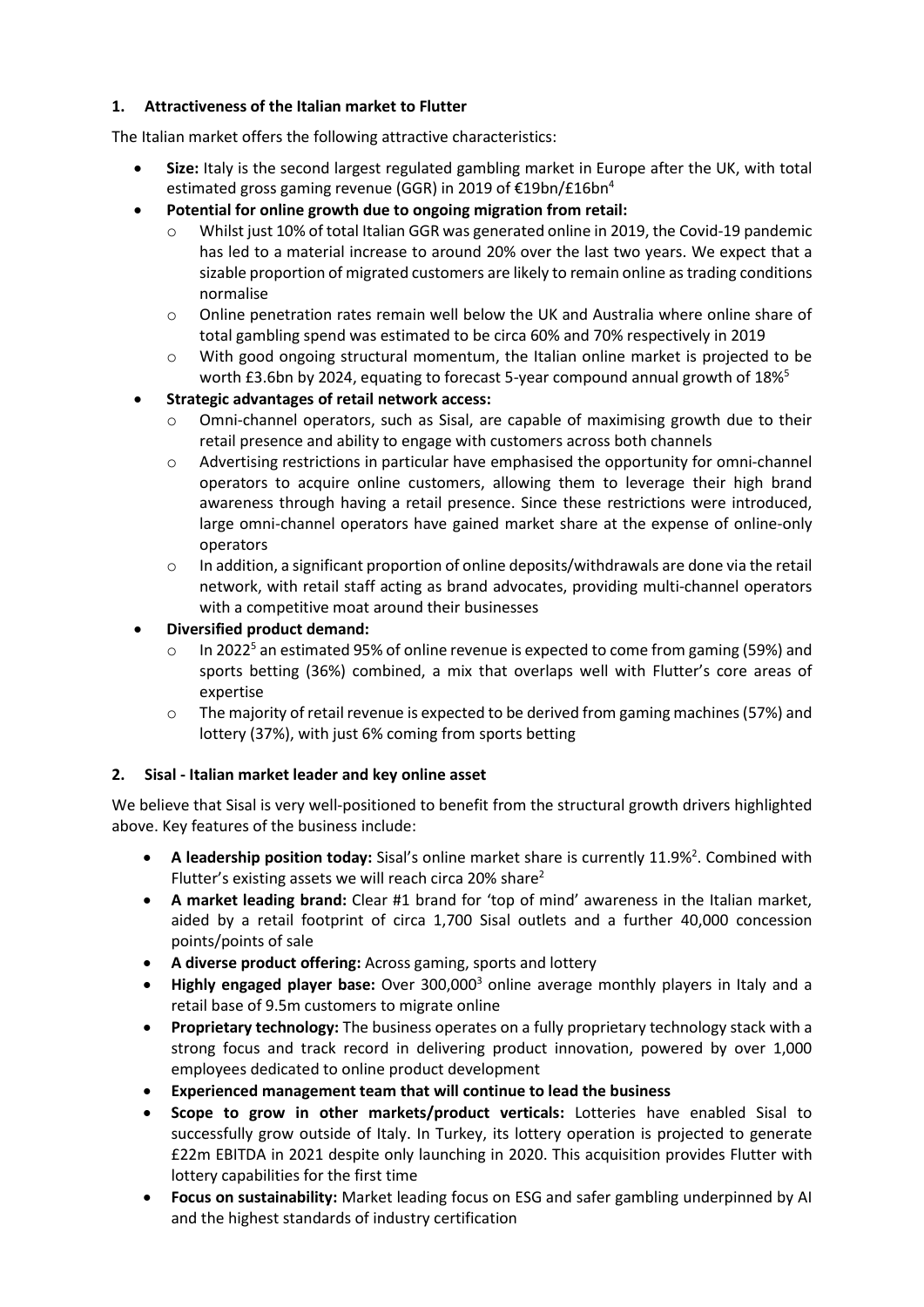## 1. Attractiveness of the Italian market to Flutter

The Italian market offers the following attractive characteristics:

- **Size:** Italy is the second largest regulated gambling market in Europe after the UK, with total estimated gross gaming revenue (GGR) in 2019 of €19bn/£16bn[4]
- **Potential for online growth due to ongoing migration from retail:**
  - Whilst just 10% of total Italian GGR was generated online in 2019, the Covid-19 pandemic has led to a material increase to around 20% over the last two years. We expect that a sizable proportion of migrated customers are likely to remain online as trading conditions normalise
  - Online penetration rates remain well below the UK and Australia where online share of total gambling spend was estimated to be circa 60% and 70% respectively in 2019
  - With good ongoing structural momentum, the Italian online market is projected to be worth £3.6bn by 2024, equating to forecast 5-year compound annual growth of 18%[5]
- **Strategic advantages of retail network access:**
  - Omni-channel operators, such as Sisal, are capable of maximising growth due to their retail presence and ability to engage with customers across both channels
  - Advertising restrictions in particular have emphasised the opportunity for omni-channel operators to acquire online customers, allowing them to leverage their high brand awareness through having a retail presence. Since these restrictions were introduced, large omni-channel operators have gained market share at the expense of online-only operators
  - In addition, a significant proportion of online deposits/withdrawals are done via the retail network, with retail staff acting as brand advocates, providing multi-channel operators with a competitive moat around their businesses
- **Diversified product demand:**
  - In 2022[5] an estimated 95% of online revenue is expected to come from gaming (59%) and sports betting (36%) combined, a mix that overlaps well with Flutter's core areas of expertise
  - The majority of retail revenue is expected to be derived from gaming machines (57%) and lottery (37%), with just 6% coming from sports betting

## 2. Sisal - Italian market leader and key online asset

We believe that Sisal is very well-positioned to benefit from the structural growth drivers highlighted above. Key features of the business include:

- **A leadership position today:** Sisal's online market share is currently 11.9%[2]. Combined with Flutter's existing assets we will reach circa 20% share[2]
- **A market leading brand:** Clear #1 brand for 'top of mind' awareness in the Italian market, aided by a retail footprint of circa 1,700 Sisal outlets and a further 40,000 concession points/points of sale
- **A diverse product offering:** Across gaming, sports and lottery
- **Highly engaged player base:** Over 300,000[3] online average monthly players in Italy and a retail base of 9.5m customers to migrate online
- **Proprietary technology:** The business operates on a fully proprietary technology stack with a strong focus and track record in delivering product innovation, powered by over 1,000 employees dedicated to online product development
- **Experienced management team that will continue to lead the business**
- **Scope to grow in other markets/product verticals:** Lotteries have enabled Sisal to successfully grow outside of Italy. In Turkey, its lottery operation is projected to generate £22m EBITDA in 2021 despite only launching in 2020. This acquisition provides Flutter with lottery capabilities for the first time
- **Focus on sustainability:** Market leading focus on ESG and safer gambling underpinned by AI and the highest standards of industry certification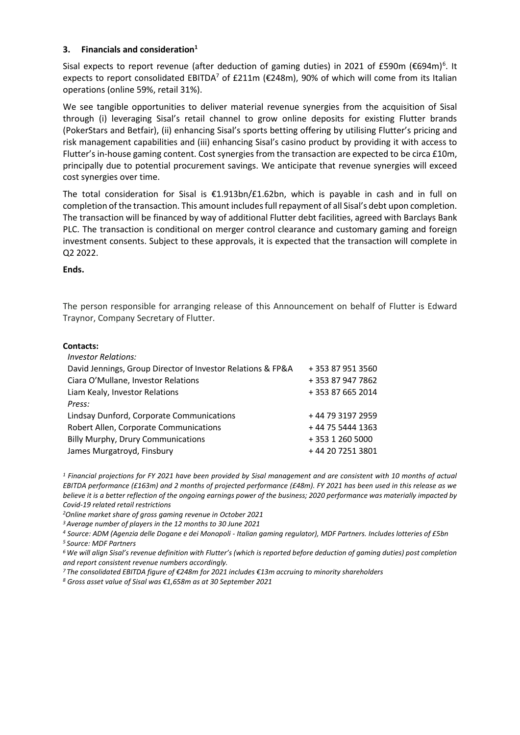### 3. Financials and consideration[1]

Sisal expects to report revenue (after deduction of gaming duties) in 2021 of £590m (€694m)[6]. It expects to report consolidated EBITDA[7] of £211m (€248m), 90% of which will come from its Italian operations (online 59%, retail 31%).

We see tangible opportunities to deliver material revenue synergies from the acquisition of Sisal through (i) leveraging Sisal's retail channel to grow online deposits for existing Flutter brands (PokerStars and Betfair), (ii) enhancing Sisal's sports betting offering by utilising Flutter's pricing and risk management capabilities and (iii) enhancing Sisal's casino product by providing it with access to Flutter's in-house gaming content. Cost synergies from the transaction are expected to be circa £10m, principally due to potential procurement savings. We anticipate that revenue synergies will exceed cost synergies over time.

The total consideration for Sisal is €1.913bn/£1.62bn, which is payable in cash and in full on completion of the transaction. This amount includes full repayment of all Sisal's debt upon completion. The transaction will be financed by way of additional Flutter debt facilities, agreed with Barclays Bank PLC. The transaction is conditional on merger control clearance and customary gaming and foreign investment consents. Subject to these approvals, it is expected that the transaction will complete in Q2 2022.

**Ends.**

The person responsible for arranging release of this Announcement on behalf of Flutter is Edward Traynor, Company Secretary of Flutter.

**Contacts:**

| | |
|---|---|
| *Investor Relations:* | |
| David Jennings, Group Director of Investor Relations & FP&A | + 353 87 951 3560 |
| Ciara O'Mullane, Investor Relations | + 353 87 947 7862 |
| Liam Kealy, Investor Relations | + 353 87 665 2014 |
| *Press:* | |
| Lindsay Dunford, Corporate Communications | + 44 79 3197 2959 |
| Robert Allen, Corporate Communications | + 44 75 5444 1363 |
| Billy Murphy, Drury Communications | + 353 1 260 5000 |
| James Murgatroyd, Finsbury | + 44 20 7251 3801 |

*[1] Financial projections for FY 2021 have been provided by Sisal management and are consistent with 10 months of actual EBITDA performance (£163m) and 2 months of projected performance (£48m). FY 2021 has been used in this release as we believe it is a better reflection of the ongoing earnings power of the business; 2020 performance was materially impacted by Covid-19 related retail restrictions*

*[2] Online market share of gross gaming revenue in October 2021*

*[3] Average number of players in the 12 months to 30 June 2021*

*[4] Source: ADM (Agenzia delle Dogane e dei Monopoli - Italian gaming regulator), MDF Partners. Includes lotteries of £5bn*

*[5] Source: MDF Partners*

*[6] We will align Sisal's revenue definition with Flutter's (which is reported before deduction of gaming duties) post completion and report consistent revenue numbers accordingly.*

*[7] The consolidated EBITDA figure of €248m for 2021 includes €13m accruing to minority shareholders*

*[8] Gross asset value of Sisal was €1,658m as at 30 September 2021*